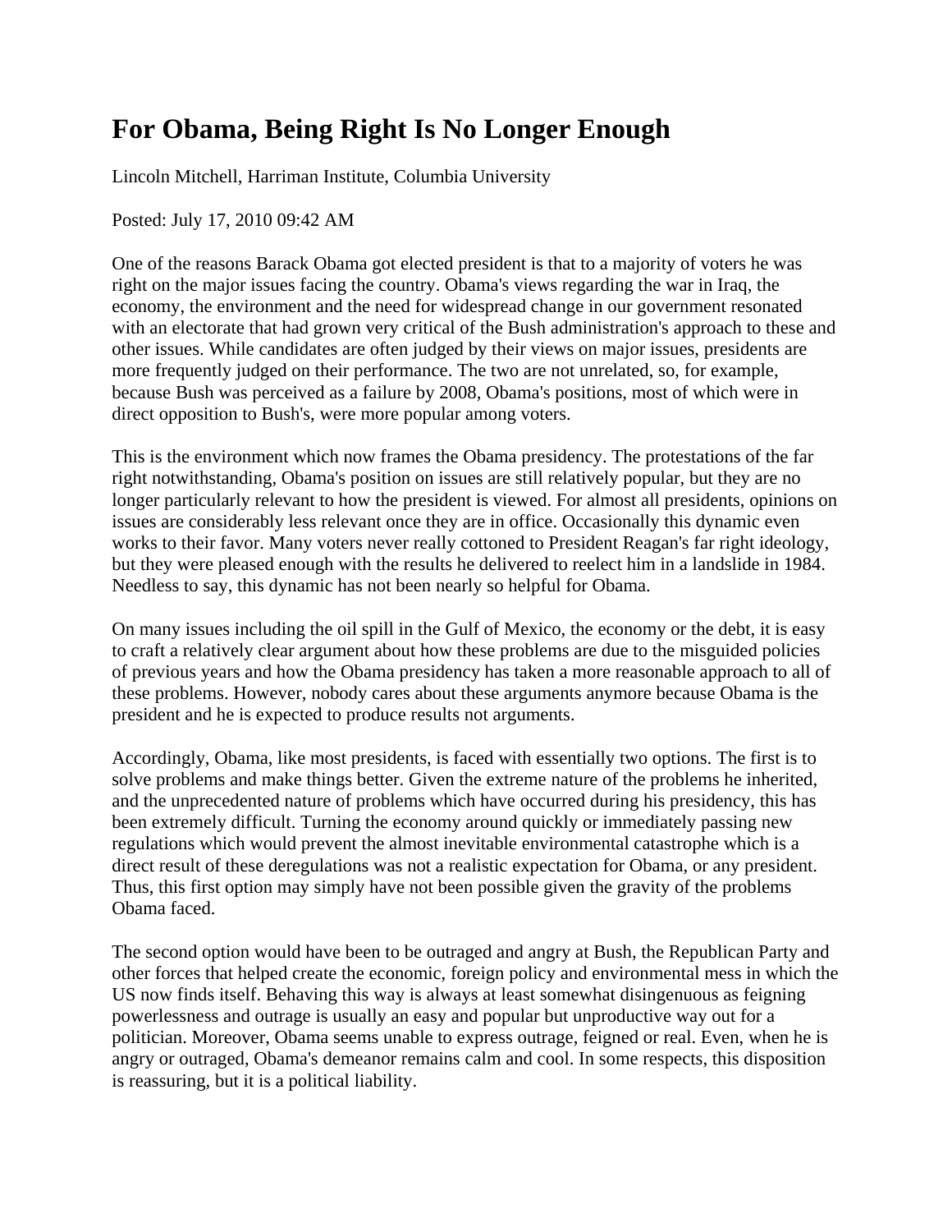# For Obama, Being Right Is No Longer Enough

Lincoln Mitchell, Harriman Institute, Columbia University

Posted: July 17, 2010 09:42 AM

One of the reasons Barack Obama got elected president is that to a majority of voters he was right on the major issues facing the country. Obama's views regarding the war in Iraq, the economy, the environment and the need for widespread change in our government resonated with an electorate that had grown very critical of the Bush administration's approach to these and other issues. While candidates are often judged by their views on major issues, presidents are more frequently judged on their performance. The two are not unrelated, so, for example, because Bush was perceived as a failure by 2008, Obama's positions, most of which were in direct opposition to Bush's, were more popular among voters.

This is the environment which now frames the Obama presidency. The protestations of the far right notwithstanding, Obama's position on issues are still relatively popular, but they are no longer particularly relevant to how the president is viewed. For almost all presidents, opinions on issues are considerably less relevant once they are in office. Occasionally this dynamic even works to their favor. Many voters never really cottoned to President Reagan's far right ideology, but they were pleased enough with the results he delivered to reelect him in a landslide in 1984. Needless to say, this dynamic has not been nearly so helpful for Obama.

On many issues including the oil spill in the Gulf of Mexico, the economy or the debt, it is easy to craft a relatively clear argument about how these problems are due to the misguided policies of previous years and how the Obama presidency has taken a more reasonable approach to all of these problems. However, nobody cares about these arguments anymore because Obama is the president and he is expected to produce results not arguments.

Accordingly, Obama, like most presidents, is faced with essentially two options. The first is to solve problems and make things better. Given the extreme nature of the problems he inherited, and the unprecedented nature of problems which have occurred during his presidency, this has been extremely difficult. Turning the economy around quickly or immediately passing new regulations which would prevent the almost inevitable environmental catastrophe which is a direct result of these deregulations was not a realistic expectation for Obama, or any president. Thus, this first option may simply have not been possible given the gravity of the problems Obama faced.

The second option would have been to be outraged and angry at Bush, the Republican Party and other forces that helped create the economic, foreign policy and environmental mess in which the US now finds itself. Behaving this way is always at least somewhat disingenuous as feigning powerlessness and outrage is usually an easy and popular but unproductive way out for a politician. Moreover, Obama seems unable to express outrage, feigned or real. Even, when he is angry or outraged, Obama's demeanor remains calm and cool. In some respects, this disposition is reassuring, but it is a political liability.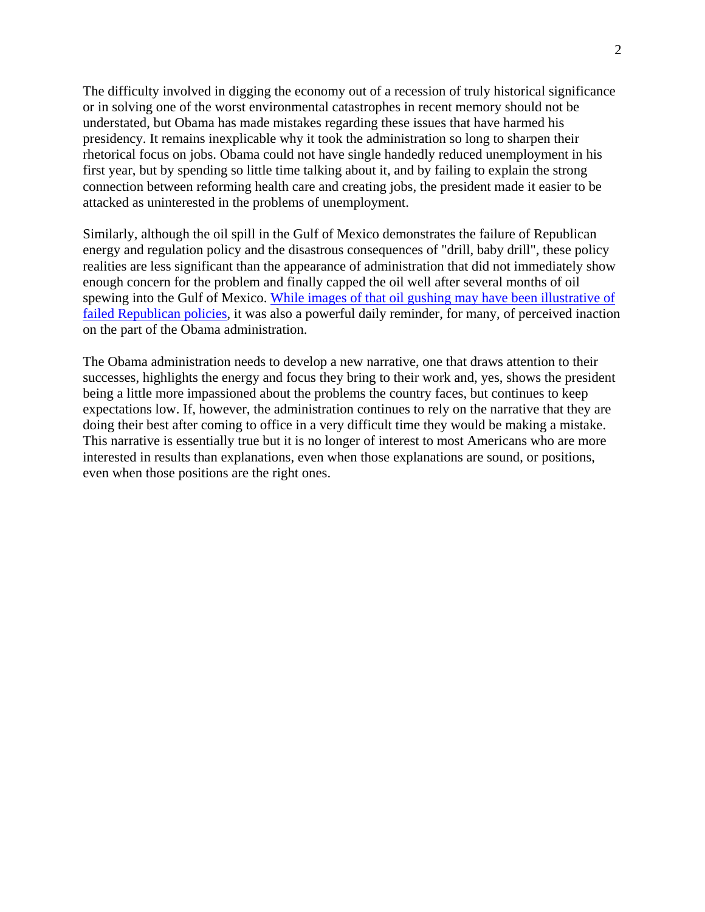The difficulty involved in digging the economy out of a recession of truly historical significance or in solving one of the worst environmental catastrophes in recent memory should not be understated, but Obama has made mistakes regarding these issues that have harmed his presidency. It remains inexplicable why it took the administration so long to sharpen their rhetorical focus on jobs. Obama could not have single handedly reduced unemployment in his first year, but by spending so little time talking about it, and by failing to explain the strong connection between reforming health care and creating jobs, the president made it easier to be attacked as uninterested in the problems of unemployment.

Similarly, although the oil spill in the Gulf of Mexico demonstrates the failure of Republican energy and regulation policy and the disastrous consequences of "drill, baby drill", these policy realities are less significant than the appearance of administration that did not immediately show enough concern for the problem and finally capped the oil well after several months of oil spewing into the Gulf of Mexico. While images of that oil gushing may have been illustrative of failed Republican policies, it was also a powerful daily reminder, for many, of perceived inaction on the part of the Obama administration.

The Obama administration needs to develop a new narrative, one that draws attention to their successes, highlights the energy and focus they bring to their work and, yes, shows the president being a little more impassioned about the problems the country faces, but continues to keep expectations low. If, however, the administration continues to rely on the narrative that they are doing their best after coming to office in a very difficult time they would be making a mistake. This narrative is essentially true but it is no longer of interest to most Americans who are more interested in results than explanations, even when those explanations are sound, or positions, even when those positions are the right ones.